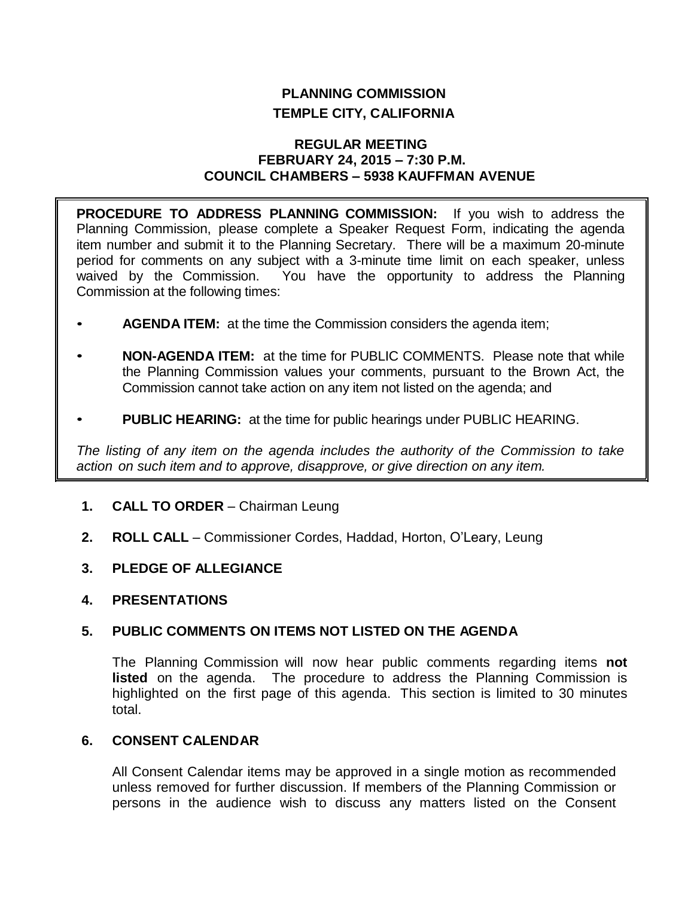# PLANNING COMMISSION
## TEMPLE CITY, CALIFORNIA

### REGULAR MEETING
### FEBRUARY 24, 2015 – 7:30 P.M.
### COUNCIL CHAMBERS – 5938 KAUFFMAN AVENUE

**PROCEDURE TO ADDRESS PLANNING COMMISSION:** If you wish to address the Planning Commission, please complete a Speaker Request Form, indicating the agenda item number and submit it to the Planning Secretary. There will be a maximum 20-minute period for comments on any subject with a 3-minute time limit on each speaker, unless waived by the Commission. You have the opportunity to address the Planning Commission at the following times:

- **AGENDA ITEM:** at the time the Commission considers the agenda item;
- **NON-AGENDA ITEM:** at the time for PUBLIC COMMENTS. Please note that while the Planning Commission values your comments, pursuant to the Brown Act, the Commission cannot take action on any item not listed on the agenda; and
- **PUBLIC HEARING:** at the time for public hearings under PUBLIC HEARING.

*The listing of any item on the agenda includes the authority of the Commission to take action on such item and to approve, disapprove, or give direction on any item.*

1. **CALL TO ORDER** – Chairman Leung

2. **ROLL CALL** – Commissioner Cordes, Haddad, Horton, O'Leary, Leung

3. **PLEDGE OF ALLEGIANCE**

4. **PRESENTATIONS**

5. **PUBLIC COMMENTS ON ITEMS NOT LISTED ON THE AGENDA**

   The Planning Commission will now hear public comments regarding items **not listed** on the agenda. The procedure to address the Planning Commission is highlighted on the first page of this agenda. This section is limited to 30 minutes total.

6. **CONSENT CALENDAR**

   All Consent Calendar items may be approved in a single motion as recommended unless removed for further discussion. If members of the Planning Commission or persons in the audience wish to discuss any matters listed on the Consent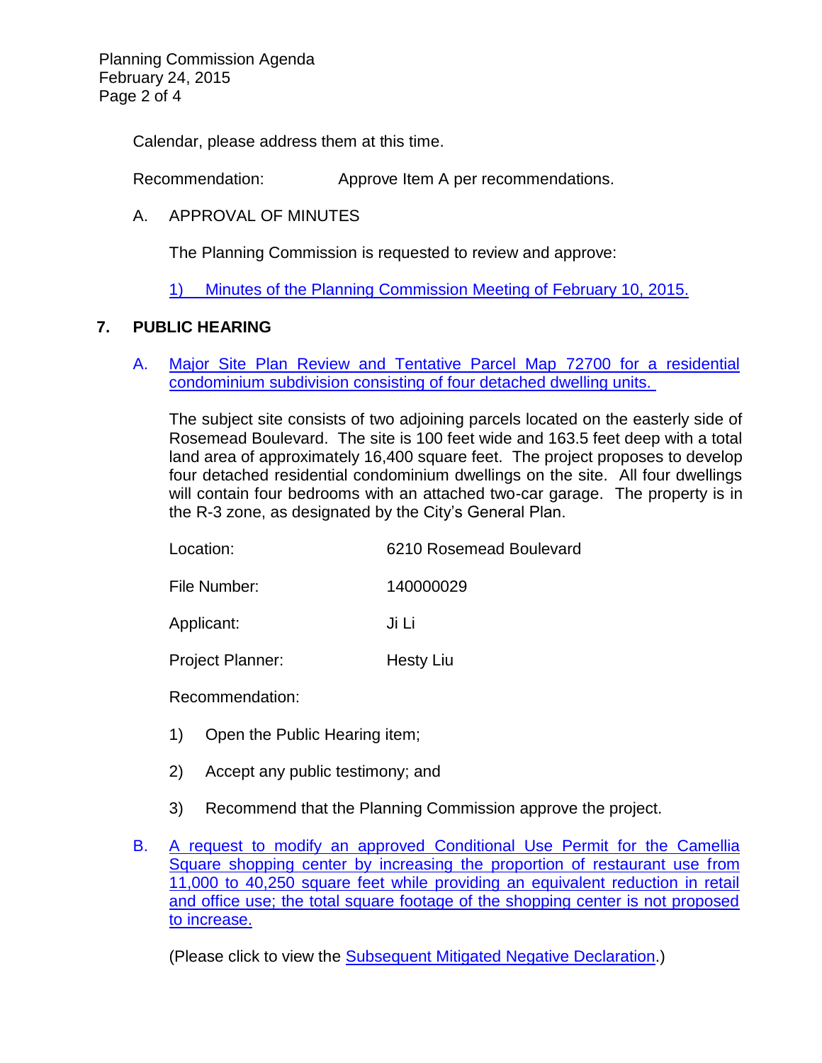Calendar, please address them at this time.

Recommendation: Approve Item A per recommendations.

A. APPROVAL OF MINUTES

The Planning Commission is requested to review and approve:

1) Minutes of the Planning Commission Meeting of February 10, 2015.

## 7. PUBLIC HEARING

A. Major Site Plan Review and Tentative Parcel Map 72700 for a residential condominium subdivision consisting of four detached dwelling units.

The subject site consists of two adjoining parcels located on the easterly side of Rosemead Boulevard. The site is 100 feet wide and 163.5 feet deep with a total land area of approximately 16,400 square feet. The project proposes to develop four detached residential condominium dwellings on the site. All four dwellings will contain four bedrooms with an attached two-car garage. The property is in the R-3 zone, as designated by the City's General Plan.

Location: 6210 Rosemead Boulevard

File Number: 140000029

Applicant: Ji Li

Project Planner: Hesty Liu

Recommendation:

1) Open the Public Hearing item;

2) Accept any public testimony; and

3) Recommend that the Planning Commission approve the project.

B. A request to modify an approved Conditional Use Permit for the Camellia Square shopping center by increasing the proportion of restaurant use from 11,000 to 40,250 square feet while providing an equivalent reduction in retail and office use; the total square footage of the shopping center is not proposed to increase.

(Please click to view the Subsequent Mitigated Negative Declaration.)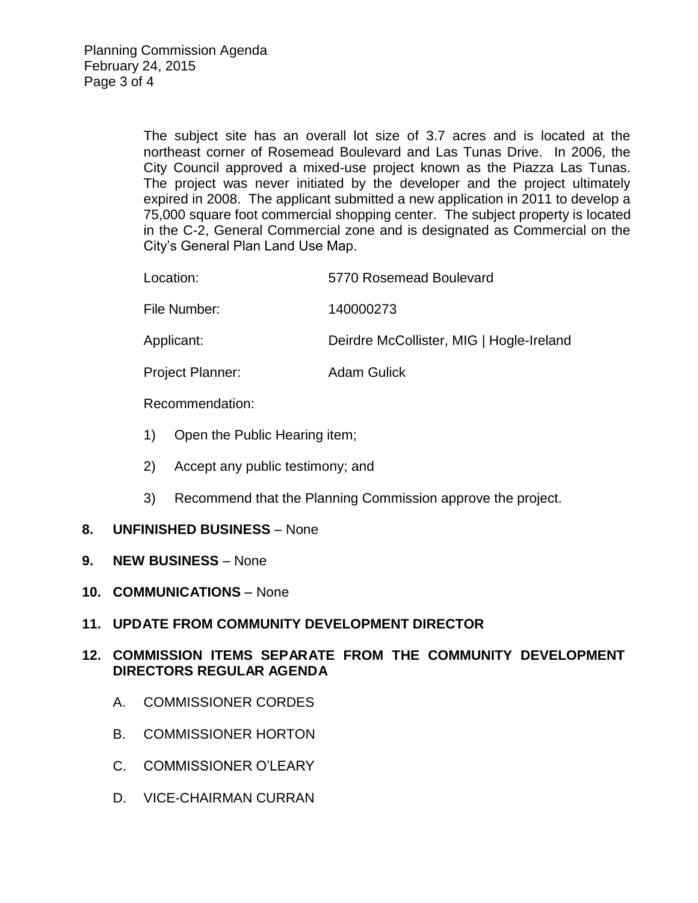The subject site has an overall lot size of 3.7 acres and is located at the northeast corner of Rosemead Boulevard and Las Tunas Drive. In 2006, the City Council approved a mixed-use project known as the Piazza Las Tunas. The project was never initiated by the developer and the project ultimately expired in 2008. The applicant submitted a new application in 2011 to develop a 75,000 square foot commercial shopping center. The subject property is located in the C-2, General Commercial zone and is designated as Commercial on the City's General Plan Land Use Map.

| | |
|---|---|
| Location: | 5770 Rosemead Boulevard |
| File Number: | 140000273 |
| Applicant: | Deirdre McCollister, MIG \| Hogle-Ireland |
| Project Planner: | Adam Gulick |

Recommendation:

1) Open the Public Hearing item;

2) Accept any public testimony; and

3) Recommend that the Planning Commission approve the project.

**8. UNFINISHED BUSINESS** – None

**9. NEW BUSINESS** – None

**10. COMMUNICATIONS** – None

**11. UPDATE FROM COMMUNITY DEVELOPMENT DIRECTOR**

**12. COMMISSION ITEMS SEPARATE FROM THE COMMUNITY DEVELOPMENT DIRECTORS REGULAR AGENDA**

A. COMMISSIONER CORDES

B. COMMISSIONER HORTON

C. COMMISSIONER O'LEARY

D. VICE-CHAIRMAN CURRAN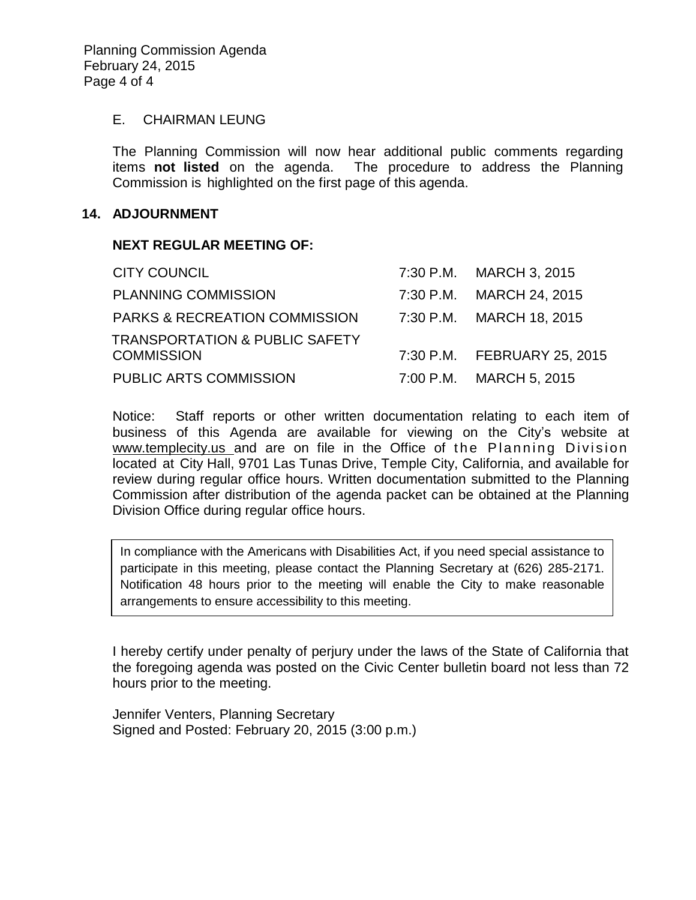E. CHAIRMAN LEUNG

The Planning Commission will now hear additional public comments regarding items **not listed** on the agenda. The procedure to address the Planning Commission is highlighted on the first page of this agenda.

## 14. ADJOURNMENT

**NEXT REGULAR MEETING OF:**

| | | |
|---|---|---|
| CITY COUNCIL | 7:30 P.M. | MARCH 3, 2015 |
| PLANNING COMMISSION | 7:30 P.M. | MARCH 24, 2015 |
| PARKS & RECREATION COMMISSION | 7:30 P.M. | MARCH 18, 2015 |
| TRANSPORTATION & PUBLIC SAFETY COMMISSION | 7:30 P.M. | FEBRUARY 25, 2015 |
| PUBLIC ARTS COMMISSION | 7:00 P.M. | MARCH 5, 2015 |

Notice: Staff reports or other written documentation relating to each item of business of this Agenda are available for viewing on the City's website at www.templecity.us and are on file in the Office of the Planning Division located at City Hall, 9701 Las Tunas Drive, Temple City, California, and available for review during regular office hours. Written documentation submitted to the Planning Commission after distribution of the agenda packet can be obtained at the Planning Division Office during regular office hours.

In compliance with the Americans with Disabilities Act, if you need special assistance to participate in this meeting, please contact the Planning Secretary at (626) 285-2171. Notification 48 hours prior to the meeting will enable the City to make reasonable arrangements to ensure accessibility to this meeting.

I hereby certify under penalty of perjury under the laws of the State of California that the foregoing agenda was posted on the Civic Center bulletin board not less than 72 hours prior to the meeting.

Jennifer Venters, Planning Secretary
Signed and Posted: February 20, 2015 (3:00 p.m.)